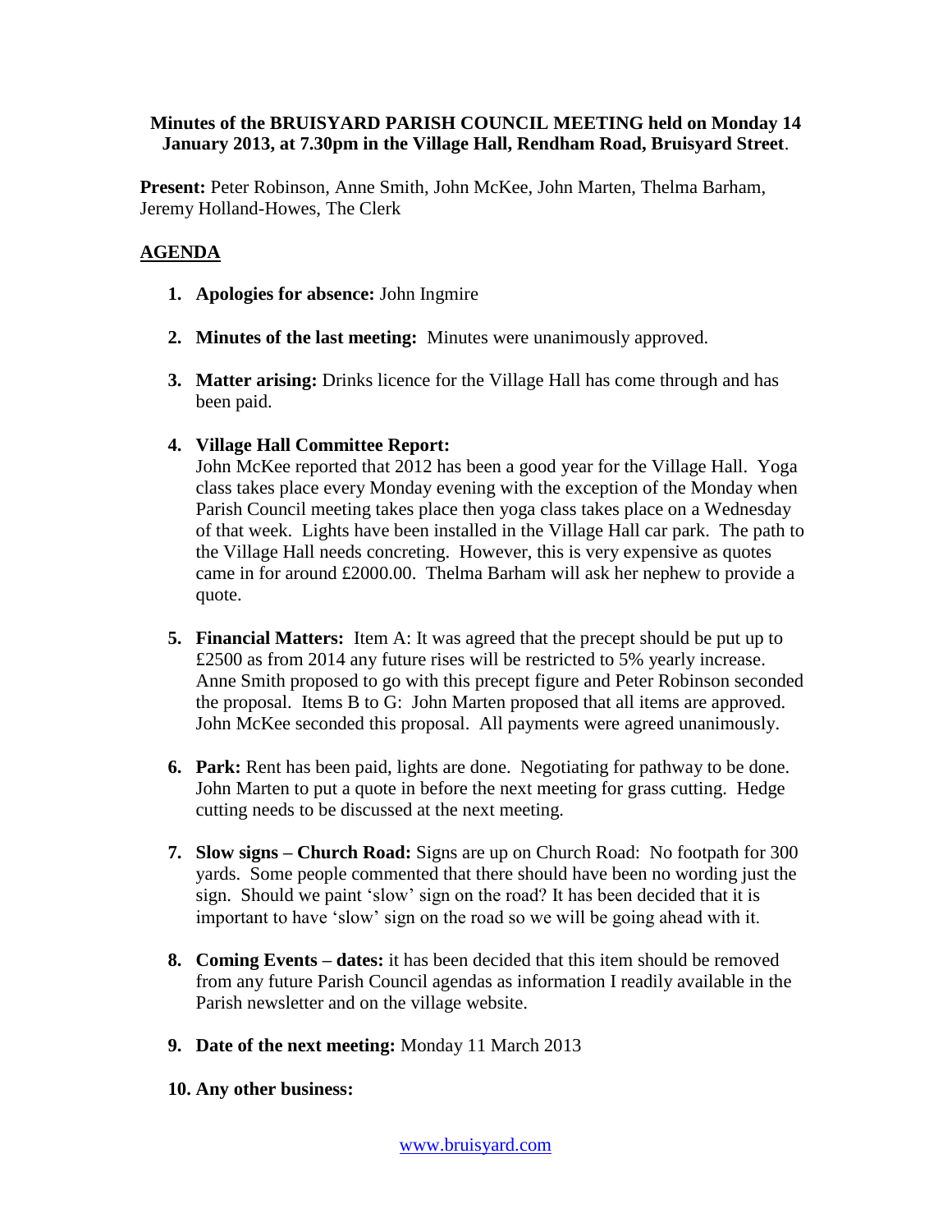**Minutes of the BRUISYARD PARISH COUNCIL MEETING held on Monday 14 January 2013, at 7.30pm in the Village Hall, Rendham Road, Bruisyard Street**.

**Present:** Peter Robinson, Anne Smith, John McKee, John Marten, Thelma Barham, Jeremy Holland-Howes, The Clerk

## AGENDA

1. **Apologies for absence:** John Ingmire

2. **Minutes of the last meeting:** Minutes were unanimously approved.

3. **Matter arising:** Drinks licence for the Village Hall has come through and has been paid.

4. **Village Hall Committee Report:**
   John McKee reported that 2012 has been a good year for the Village Hall. Yoga class takes place every Monday evening with the exception of the Monday when Parish Council meeting takes place then yoga class takes place on a Wednesday of that week. Lights have been installed in the Village Hall car park. The path to the Village Hall needs concreting. However, this is very expensive as quotes came in for around £2000.00. Thelma Barham will ask her nephew to provide a quote.

5. **Financial Matters:** Item A: It was agreed that the precept should be put up to £2500 as from 2014 any future rises will be restricted to 5% yearly increase. Anne Smith proposed to go with this precept figure and Peter Robinson seconded the proposal. Items B to G: John Marten proposed that all items are approved. John McKee seconded this proposal. All payments were agreed unanimously.

6. **Park:** Rent has been paid, lights are done. Negotiating for pathway to be done. John Marten to put a quote in before the next meeting for grass cutting. Hedge cutting needs to be discussed at the next meeting.

7. **Slow signs – Church Road:** Signs are up on Church Road: No footpath for 300 yards. Some people commented that there should have been no wording just the sign. Should we paint 'slow' sign on the road? It has been decided that it is important to have 'slow' sign on the road so we will be going ahead with it.

8. **Coming Events – dates:** it has been decided that this item should be removed from any future Parish Council agendas as information I readily available in the Parish newsletter and on the village website.

9. **Date of the next meeting:** Monday 11 March 2013

10. **Any other business:**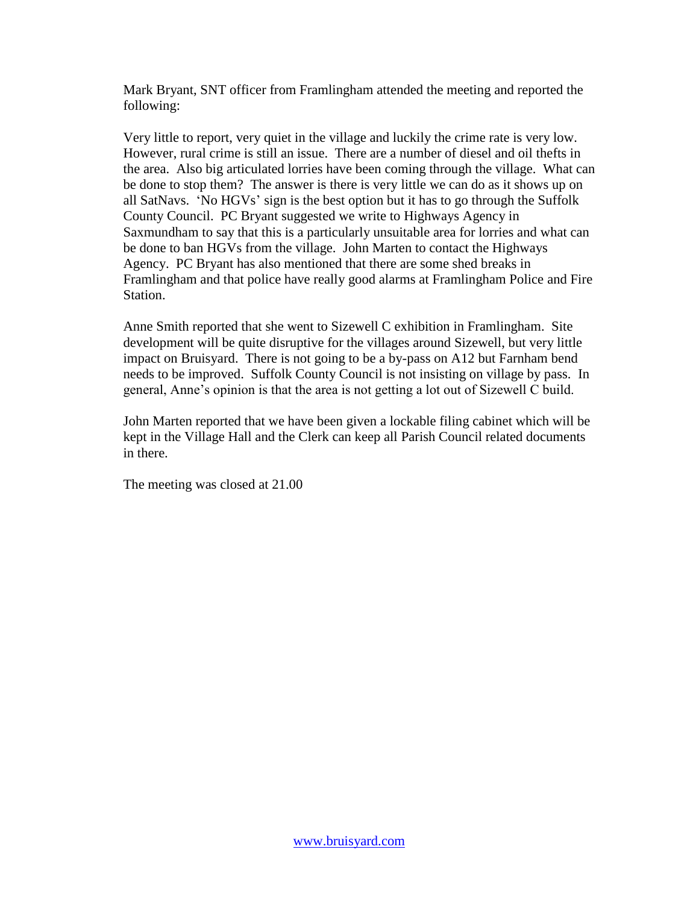Mark Bryant, SNT officer from Framlingham attended the meeting and reported the following:

Very little to report, very quiet in the village and luckily the crime rate is very low. However, rural crime is still an issue. There are a number of diesel and oil thefts in the area. Also big articulated lorries have been coming through the village. What can be done to stop them? The answer is there is very little we can do as it shows up on all SatNavs. 'No HGVs' sign is the best option but it has to go through the Suffolk County Council. PC Bryant suggested we write to Highways Agency in Saxmundham to say that this is a particularly unsuitable area for lorries and what can be done to ban HGVs from the village. John Marten to contact the Highways Agency. PC Bryant has also mentioned that there are some shed breaks in Framlingham and that police have really good alarms at Framlingham Police and Fire Station.

Anne Smith reported that she went to Sizewell C exhibition in Framlingham. Site development will be quite disruptive for the villages around Sizewell, but very little impact on Bruisyard. There is not going to be a by-pass on A12 but Farnham bend needs to be improved. Suffolk County Council is not insisting on village by pass. In general, Anne's opinion is that the area is not getting a lot out of Sizewell C build.

John Marten reported that we have been given a lockable filing cabinet which will be kept in the Village Hall and the Clerk can keep all Parish Council related documents in there.

The meeting was closed at 21.00

www.bruisyard.com